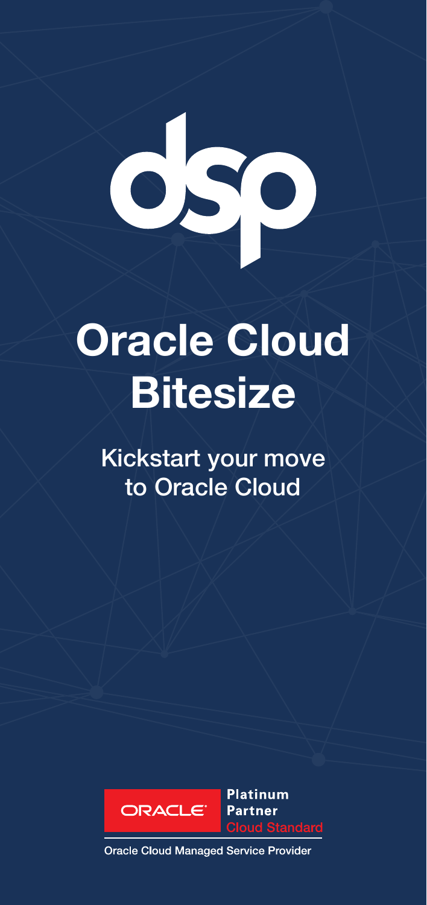dsp

# Oracle Cloud Bitesize

## Kickstart your move to Oracle Cloud

ORACLE Platinum Partner Cloud Standard

Oracle Cloud Managed Service Provider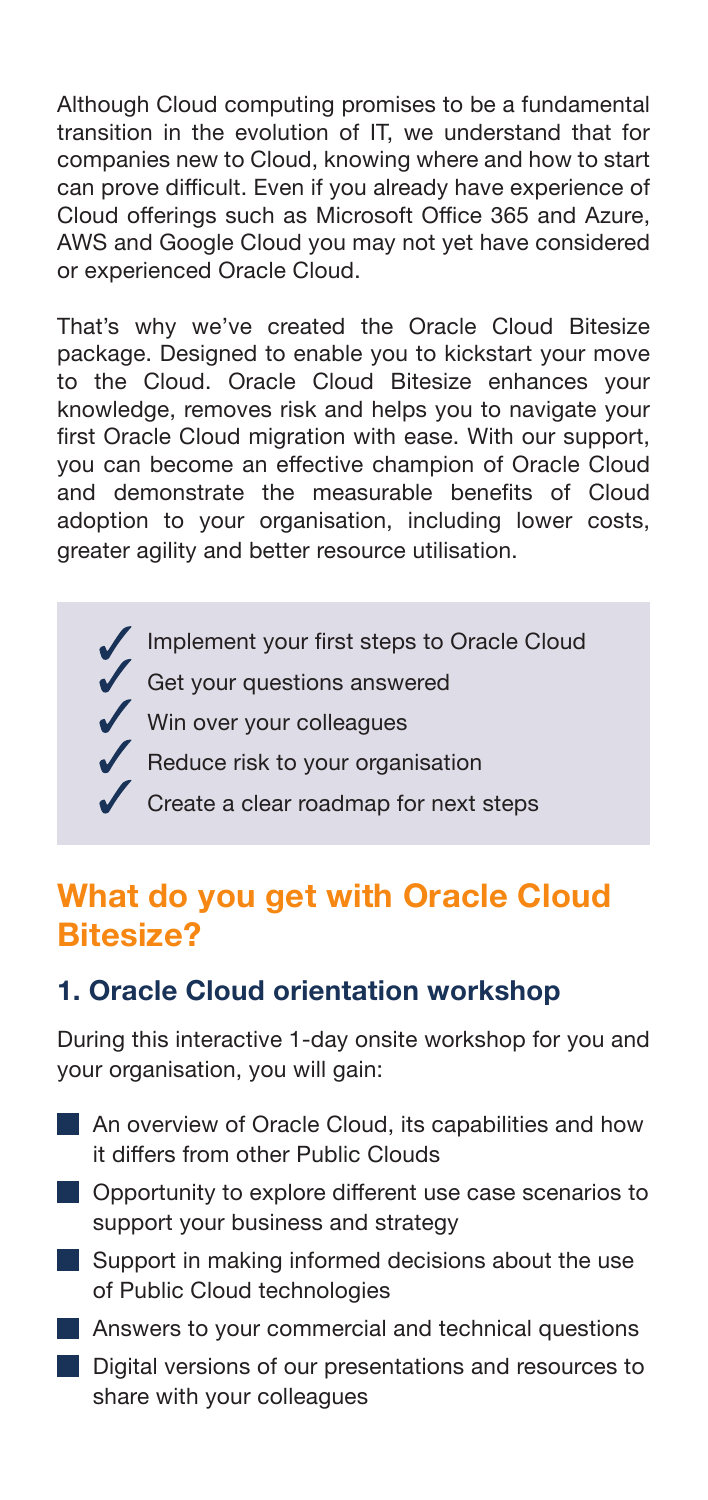Although Cloud computing promises to be a fundamental transition in the evolution of IT, we understand that for companies new to Cloud, knowing where and how to start can prove difficult. Even if you already have experience of Cloud offerings such as Microsoft Office 365 and Azure, AWS and Google Cloud you may not yet have considered or experienced Oracle Cloud.

That's why we've created the Oracle Cloud Bitesize package. Designed to enable you to kickstart your move to the Cloud. Oracle Cloud Bitesize enhances your knowledge, removes risk and helps you to navigate your first Oracle Cloud migration with ease. With our support, you can become an effective champion of Oracle Cloud and demonstrate the measurable benefits of Cloud adoption to your organisation, including lower costs, greater agility and better resource utilisation.

- ✓ Implement your first steps to Oracle Cloud
- ✓ Get your questions answered
- ✓ Win over your colleagues
- ✓ Reduce risk to your organisation
- ✓ Create a clear roadmap for next steps

## What do you get with Oracle Cloud Bitesize?

### 1. Oracle Cloud orientation workshop

During this interactive 1-day onsite workshop for you and your organisation, you will gain:

- An overview of Oracle Cloud, its capabilities and how it differs from other Public Clouds
- Opportunity to explore different use case scenarios to support your business and strategy
- Support in making informed decisions about the use of Public Cloud technologies
- Answers to your commercial and technical questions
- Digital versions of our presentations and resources to share with your colleagues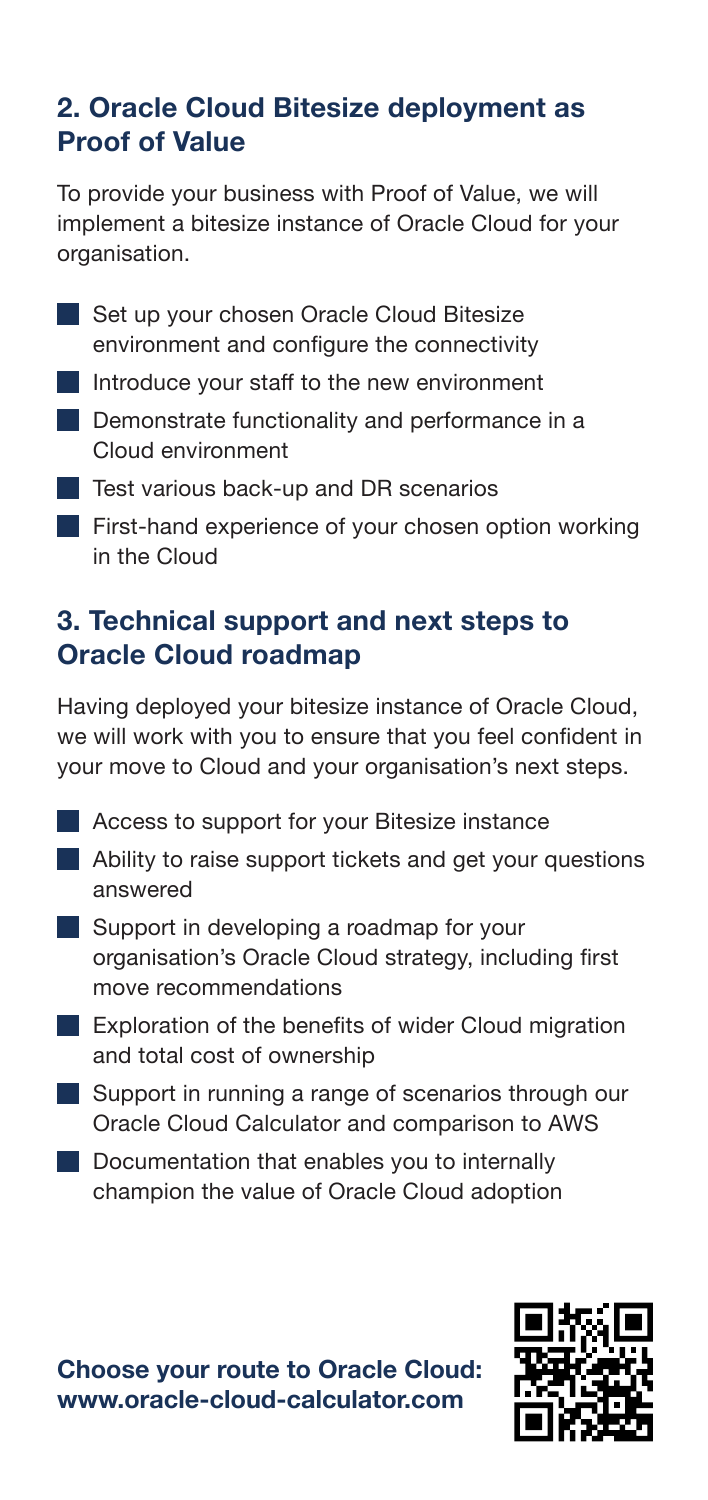## 2. Oracle Cloud Bitesize deployment as Proof of Value

To provide your business with Proof of Value, we will implement a bitesize instance of Oracle Cloud for your organisation.

- Set up your chosen Oracle Cloud Bitesize environment and configure the connectivity
- Introduce your staff to the new environment
- Demonstrate functionality and performance in a Cloud environment
- Test various back-up and DR scenarios
- First-hand experience of your chosen option working in the Cloud

## 3. Technical support and next steps to Oracle Cloud roadmap

Having deployed your bitesize instance of Oracle Cloud, we will work with you to ensure that you feel confident in your move to Cloud and your organisation's next steps.

- Access to support for your Bitesize instance
- Ability to raise support tickets and get your questions answered
- Support in developing a roadmap for your organisation's Oracle Cloud strategy, including first move recommendations
- Exploration of the benefits of wider Cloud migration and total cost of ownership
- Support in running a range of scenarios through our Oracle Cloud Calculator and comparison to AWS
- Documentation that enables you to internally champion the value of Oracle Cloud adoption

**Choose your route to Oracle Cloud:**
**www.oracle-cloud-calculator.com**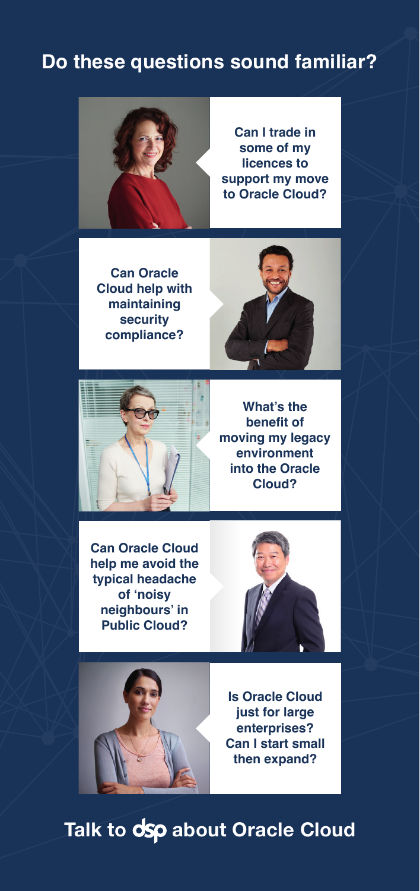# Do these questions sound familiar?

Can I trade in some of my licences to support my move to Oracle Cloud?

Can Oracle Cloud help with maintaining security compliance?

What's the benefit of moving my legacy environment into the Oracle Cloud?

Can Oracle Cloud help me avoid the typical headache of 'noisy neighbours' in Public Cloud?

Is Oracle Cloud just for large enterprises? Can I start small then expand?

## Talk to dsp about Oracle Cloud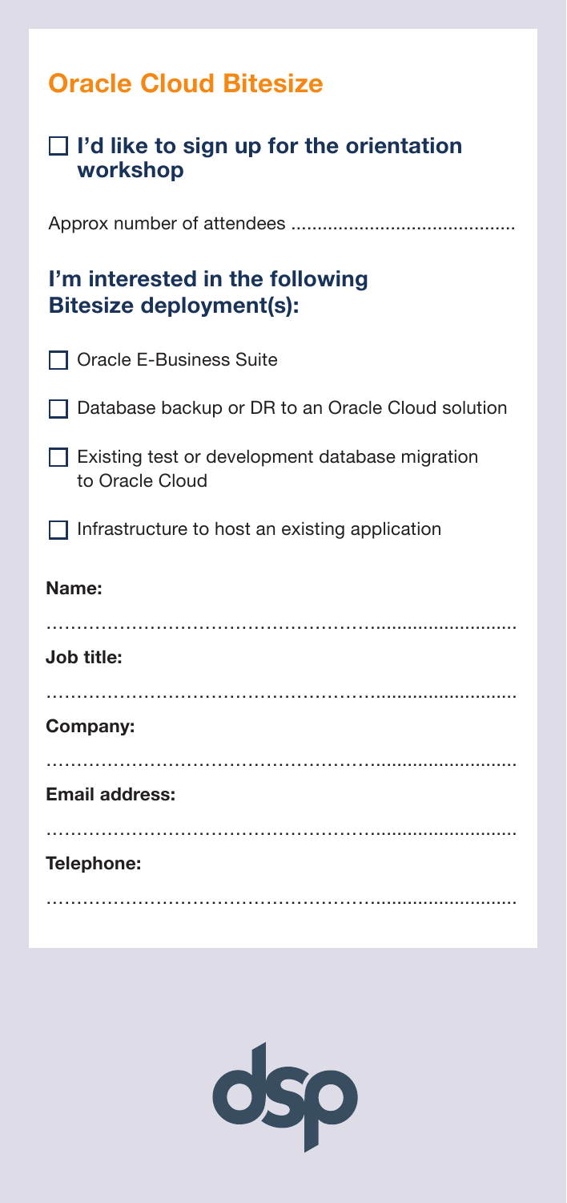# Oracle Cloud Bitesize

- [ ] **I'd like to sign up for the orientation workshop**

Approx number of attendees ..........................................

## I'm interested in the following Bitesize deployment(s):

- [ ] Oracle E-Business Suite
- [ ] Database backup or DR to an Oracle Cloud solution
- [ ] Existing test or development database migration to Oracle Cloud
- [ ] Infrastructure to host an existing application

**Name:**

..........................................................................

**Job title:**

..........................................................................

**Company:**

..........................................................................

**Email address:**

..........................................................................

**Telephone:**

..........................................................................

dsp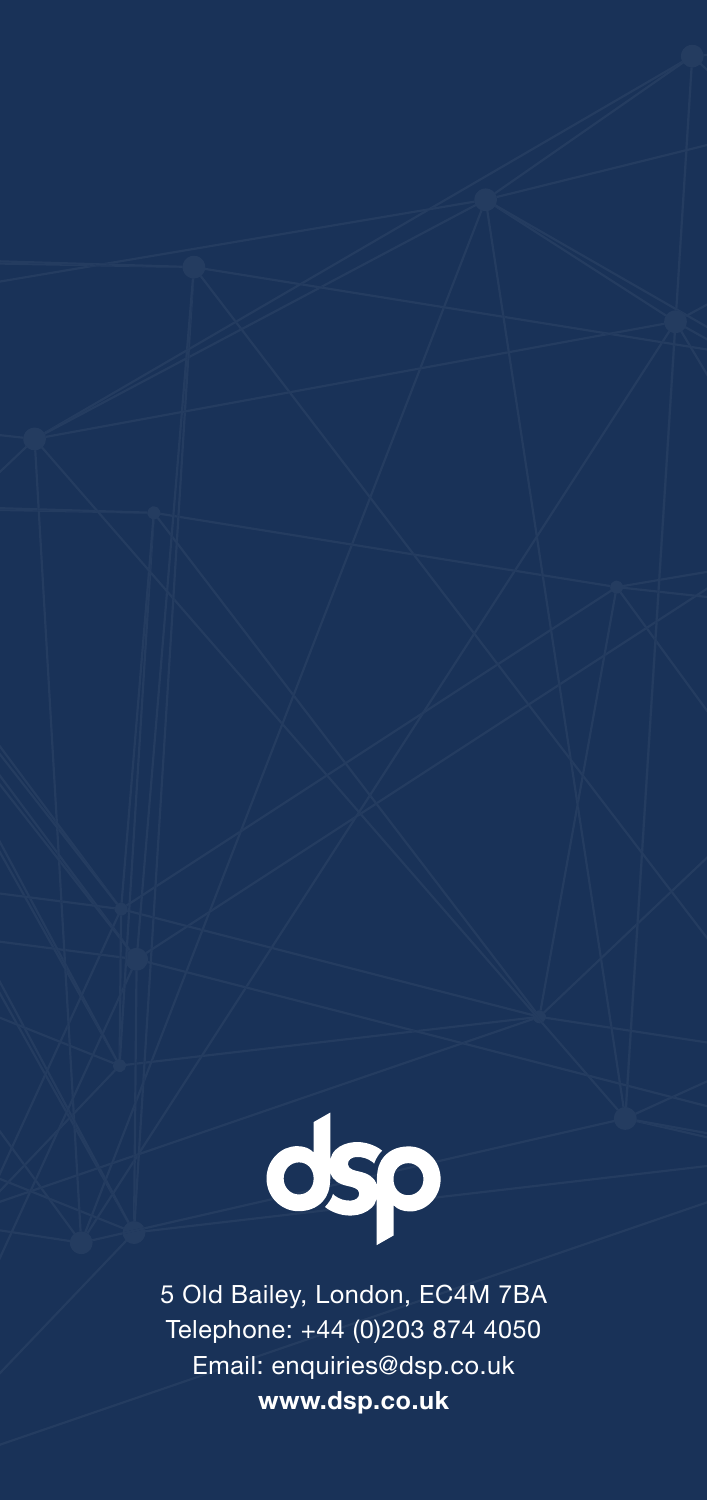dsp

5 Old Bailey, London, EC4M 7BA
Telephone: +44 (0)203 874 4050
Email: enquiries@dsp.co.uk
**www.dsp.co.uk**